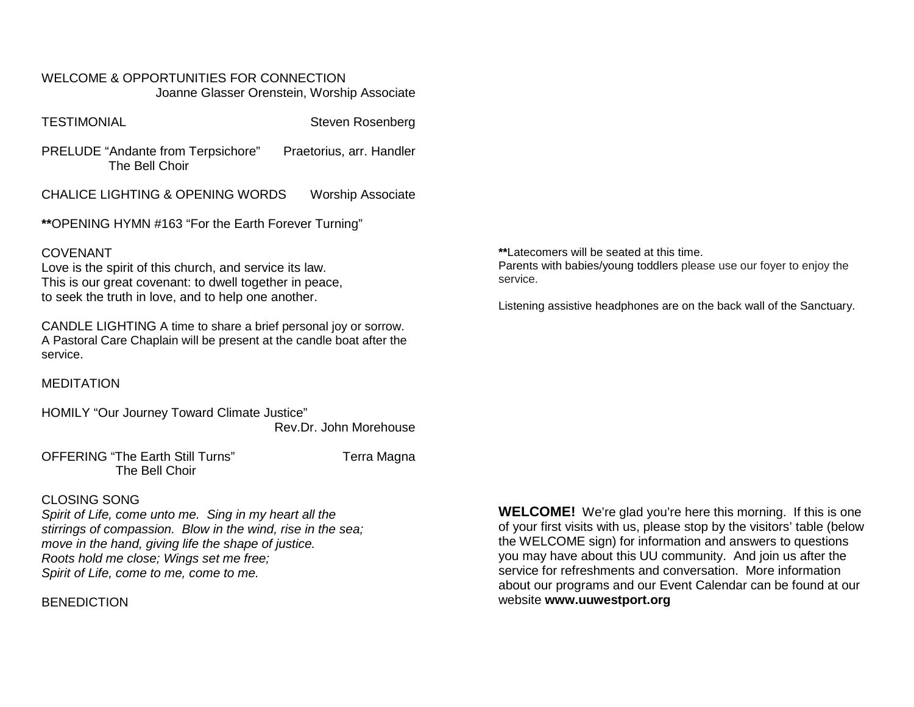WELCOME & OPPORTUNITIES FOR CONNECTION
Joanne Glasser Orenstein, Worship Associate

TESTIMONIAL — Steven Rosenberg

PRELUDE "Andante from Terpsichore" — Praetorius, arr. Handler
The Bell Choir

CHALICE LIGHTING & OPENING WORDS — Worship Associate

**OPENING HYMN #163 "For the Earth Forever Turning"

COVENANT
Love is the spirit of this church, and service its law.
This is our great covenant: to dwell together in peace,
to seek the truth in love, and to help one another.

CANDLE LIGHTING A time to share a brief personal joy or sorrow. A Pastoral Care Chaplain will be present at the candle boat after the service.

MEDITATION

HOMILY "Our Journey Toward Climate Justice"
Rev.Dr. John Morehouse

OFFERING "The Earth Still Turns" — Terra Magna
The Bell Choir

CLOSING SONG
*Spirit of Life, come unto me. Sing in my heart all the stirrings of compassion. Blow in the wind, rise in the sea; move in the hand, giving life the shape of justice. Roots hold me close; Wings set me free; Spirit of Life, come to me, come to me.*

BENEDICTION

**Latecomers will be seated at this time.
Parents with babies/young toddlers please use our foyer to enjoy the service.

Listening assistive headphones are on the back wall of the Sanctuary.

**WELCOME!** We're glad you're here this morning. If this is one of your first visits with us, please stop by the visitors' table (below the WELCOME sign) for information and answers to questions you may have about this UU community. And join us after the service for refreshments and conversation. More information about our programs and our Event Calendar can be found at our website **www.uuwestport.org**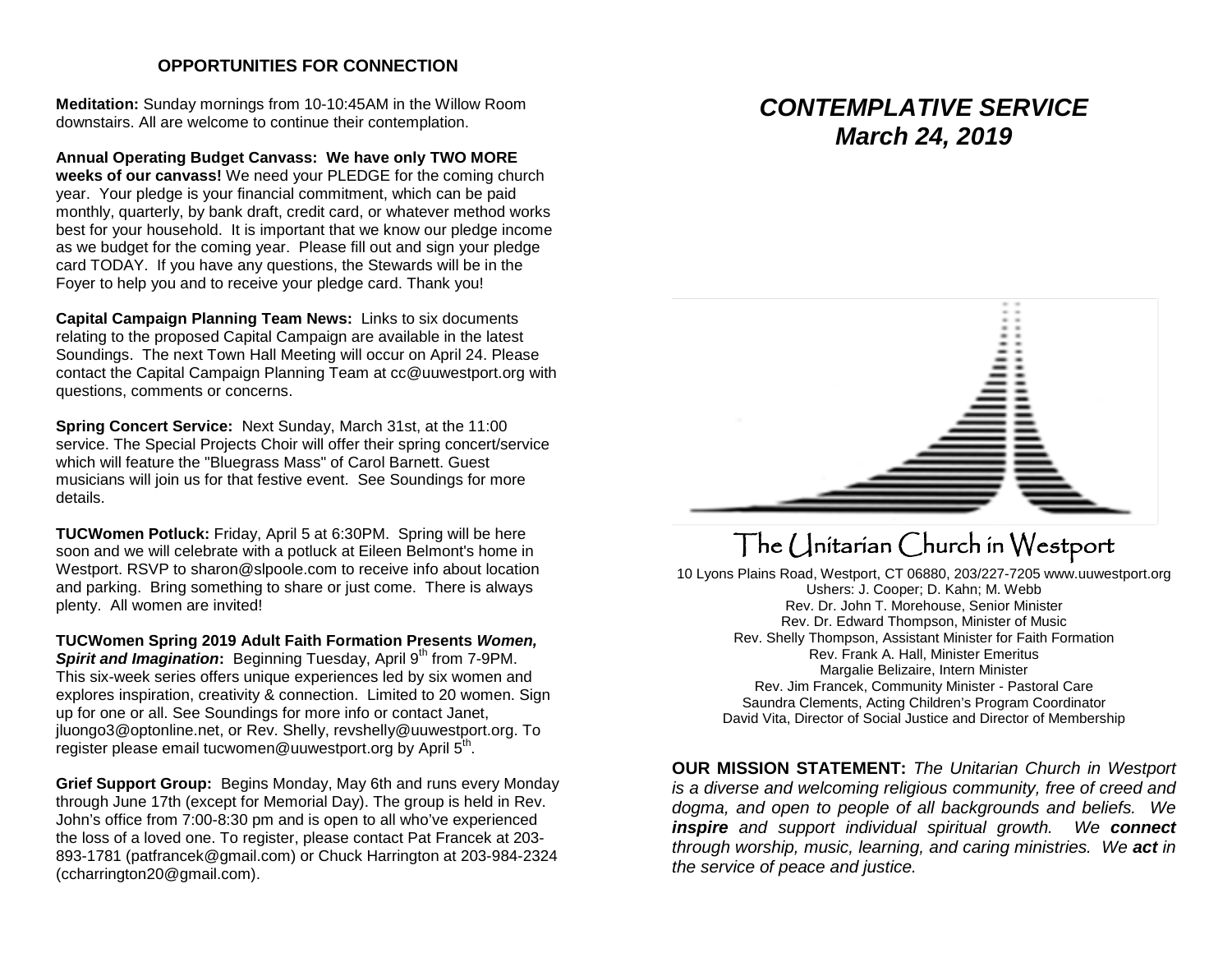## OPPORTUNITIES FOR CONNECTION

**Meditation:** Sunday mornings from 10-10:45AM in the Willow Room downstairs. All are welcome to continue their contemplation.

**Annual Operating Budget Canvass: We have only TWO MORE weeks of our canvass!** We need your PLEDGE for the coming church year. Your pledge is your financial commitment, which can be paid monthly, quarterly, by bank draft, credit card, or whatever method works best for your household. It is important that we know our pledge income as we budget for the coming year. Please fill out and sign your pledge card TODAY. If you have any questions, the Stewards will be in the Foyer to help you and to receive your pledge card. Thank you!

**Capital Campaign Planning Team News:** Links to six documents relating to the proposed Capital Campaign are available in the latest Soundings. The next Town Hall Meeting will occur on April 24. Please contact the Capital Campaign Planning Team at cc@uuwestport.org with questions, comments or concerns.

**Spring Concert Service:** Next Sunday, March 31st, at the 11:00 service. The Special Projects Choir will offer their spring concert/service which will feature the "Bluegrass Mass" of Carol Barnett. Guest musicians will join us for that festive event. See Soundings for more details.

**TUCWomen Potluck:** Friday, April 5 at 6:30PM. Spring will be here soon and we will celebrate with a potluck at Eileen Belmont's home in Westport. RSVP to sharon@slpoole.com to receive info about location and parking. Bring something to share or just come. There is always plenty. All women are invited!

**TUCWomen Spring 2019 Adult Faith Formation Presents *Women, Spirit and Imagination*:** Beginning Tuesday, April 9th from 7-9PM. This six-week series offers unique experiences led by six women and explores inspiration, creativity & connection. Limited to 20 women. Sign up for one or all. See Soundings for more info or contact Janet, jluongo3@optonline.net, or Rev. Shelly, revshelly@uuwestport.org. To register please email tucwomen@uuwestport.org by April 5th.

**Grief Support Group:** Begins Monday, May 6th and runs every Monday through June 17th (except for Memorial Day). The group is held in Rev. John's office from 7:00-8:30 pm and is open to all who've experienced the loss of a loved one. To register, please contact Pat Francek at 203-893-1781 (patfrancek@gmail.com) or Chuck Harrington at 203-984-2324 (ccharrington20@gmail.com).

# *CONTEMPLATIVE SERVICE*
## *March 24, 2019*

The Unitarian Church in Westport

10 Lyons Plains Road, Westport, CT 06880, 203/227-7205 www.uuwestport.org
Ushers: J. Cooper; D. Kahn; M. Webb
Rev. Dr. John T. Morehouse, Senior Minister
Rev. Dr. Edward Thompson, Minister of Music
Rev. Shelly Thompson, Assistant Minister for Faith Formation
Rev. Frank A. Hall, Minister Emeritus
Margalie Belizaire, Intern Minister
Rev. Jim Francek, Community Minister - Pastoral Care
Saundra Clements, Acting Children's Program Coordinator
David Vita, Director of Social Justice and Director of Membership

**OUR MISSION STATEMENT:** *The Unitarian Church in Westport is a diverse and welcoming religious community, free of creed and dogma, and open to people of all backgrounds and beliefs. We **inspire** and support individual spiritual growth. We **connect** through worship, music, learning, and caring ministries. We **act** in the service of peace and justice.*